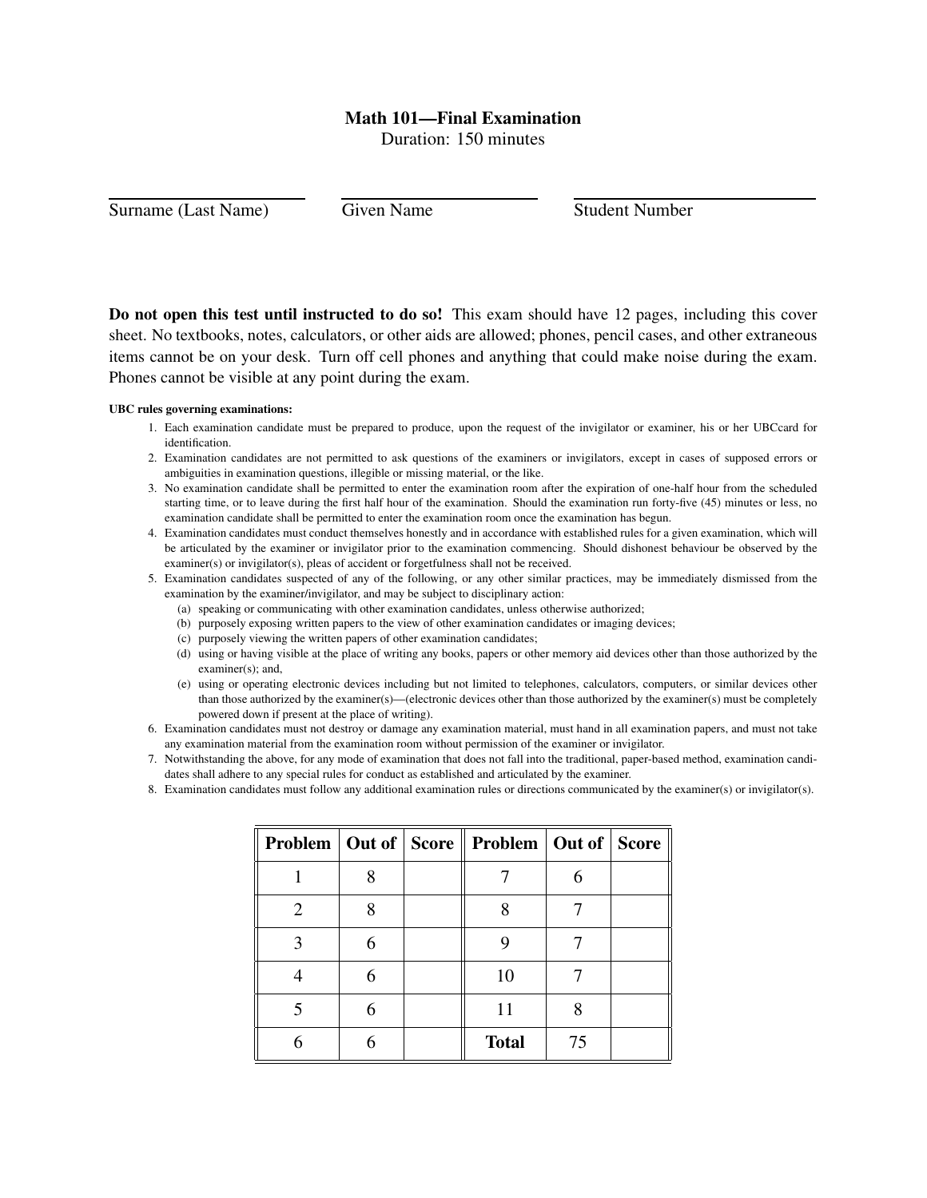# Math 101—Final Examination

Duration: 150 minutes

Surname (Last Name) Given Name Student Number

**Do not open this test until instructed to do so!** This exam should have 12 pages, including this cover sheet. No textbooks, notes, calculators, or other aids are allowed; phones, pencil cases, and other extraneous items cannot be on your desk. Turn off cell phones and anything that could make noise during the exam. Phones cannot be visible at any point during the exam.

**UBC rules governing examinations:**

1. Each examination candidate must be prepared to produce, upon the request of the invigilator or examiner, his or her UBCcard for identification.
2. Examination candidates are not permitted to ask questions of the examiners or invigilators, except in cases of supposed errors or ambiguities in examination questions, illegible or missing material, or the like.
3. No examination candidate shall be permitted to enter the examination room after the expiration of one-half hour from the scheduled starting time, or to leave during the first half hour of the examination. Should the examination run forty-five (45) minutes or less, no examination candidate shall be permitted to enter the examination room once the examination has begun.
4. Examination candidates must conduct themselves honestly and in accordance with established rules for a given examination, which will be articulated by the examiner or invigilator prior to the examination commencing. Should dishonest behaviour be observed by the examiner(s) or invigilator(s), pleas of accident or forgetfulness shall not be received.
5. Examination candidates suspected of any of the following, or any other similar practices, may be immediately dismissed from the examination by the examiner/invigilator, and may be subject to disciplinary action:
   (a) speaking or communicating with other examination candidates, unless otherwise authorized;
   (b) purposely exposing written papers to the view of other examination candidates or imaging devices;
   (c) purposely viewing the written papers of other examination candidates;
   (d) using or having visible at the place of writing any books, papers or other memory aid devices other than those authorized by the examiner(s); and,
   (e) using or operating electronic devices including but not limited to telephones, calculators, computers, or similar devices other than those authorized by the examiner(s)—(electronic devices other than those authorized by the examiner(s) must be completely powered down if present at the place of writing).
6. Examination candidates must not destroy or damage any examination material, must hand in all examination papers, and must not take any examination material from the examination room without permission of the examiner or invigilator.
7. Notwithstanding the above, for any mode of examination that does not fall into the traditional, paper-based method, examination candidates shall adhere to any special rules for conduct as established and articulated by the examiner.
8. Examination candidates must follow any additional examination rules or directions communicated by the examiner(s) or invigilator(s).

| Problem | Out of | Score | Problem | Out of | Score |
|---|---|---|---|---|---|
| 1 | 8 | | 7 | 6 | |
| 2 | 8 | | 8 | 7 | |
| 3 | 6 | | 9 | 7 | |
| 4 | 6 | | 10 | 7 | |
| 5 | 6 | | 11 | 8 | |
| 6 | 6 | | **Total** | 75 | |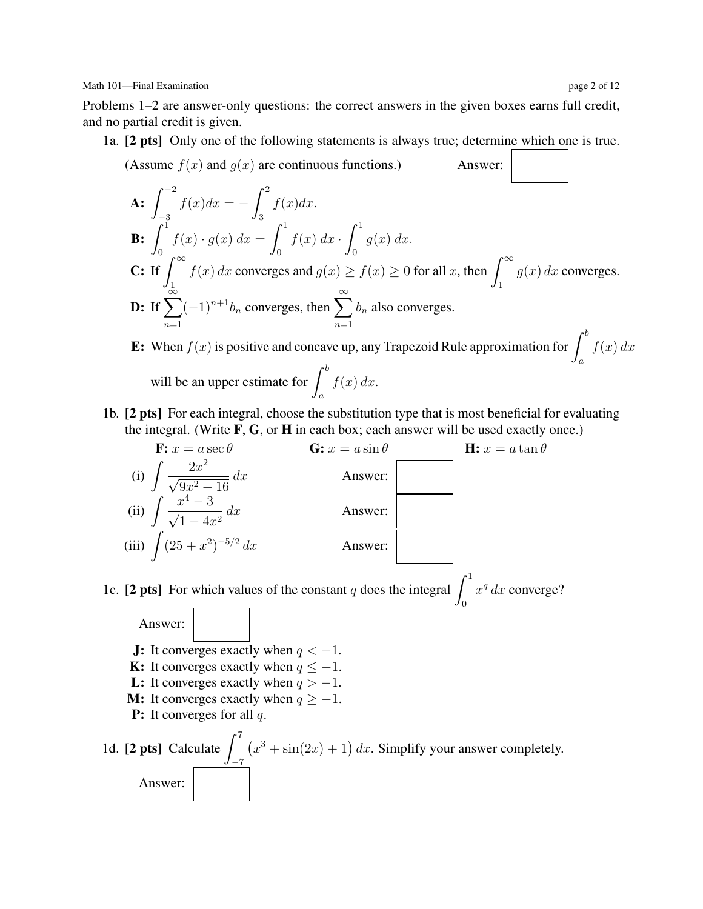Problems 1–2 are answer-only questions: the correct answers in the given boxes earns full credit, and no partial credit is given.

1a. **[2 pts]** Only one of the following statements is always true; determine which one is true.

(Assume $f(x)$ and $g(x)$ are continuous functions.) Answer: ☐

**A:** $\displaystyle\int_{-3}^{-2} f(x)dx = -\int_{3}^{2} f(x)dx.$

**B:** $\displaystyle\int_{0}^{1} f(x)\cdot g(x)\,dx = \int_{0}^{1} f(x)\,dx \cdot \int_{0}^{1} g(x)\,dx.$

**C:** If $\displaystyle\int_{1}^{\infty} f(x)\,dx$ converges and $g(x) \geq f(x) \geq 0$ for all $x$, then $\displaystyle\int_{1}^{\infty} g(x)\,dx$ converges.

**D:** If $\displaystyle\sum_{n=1}^{\infty}(-1)^{n+1}b_n$ converges, then $\displaystyle\sum_{n=1}^{\infty} b_n$ also converges.

**E:** When $f(x)$ is positive and concave up, any Trapezoid Rule approximation for $\displaystyle\int_{a}^{b} f(x)\,dx$ will be an upper estimate for $\displaystyle\int_{a}^{b} f(x)\,dx$.

1b. **[2 pts]** For each integral, choose the substitution type that is most beneficial for evaluating the integral. (Write **F**, **G**, or **H** in each box; each answer will be used exactly once.)

**F:** $x = a\sec\theta$ **G:** $x = a\sin\theta$ **H:** $x = a\tan\theta$

(i) $\displaystyle\int \frac{2x^2}{\sqrt{9x^2-16}}\,dx$ Answer: ☐

(ii) $\displaystyle\int \frac{x^4-3}{\sqrt{1-4x^2}}\,dx$ Answer: ☐

(iii) $\displaystyle\int (25+x^2)^{-5/2}\,dx$ Answer: ☐

1c. **[2 pts]** For which values of the constant $q$ does the integral $\displaystyle\int_{0}^{1} x^q\,dx$ converge?

Answer: ☐

**J:** It converges exactly when $q < -1$.
**K:** It converges exactly when $q \leq -1$.
**L:** It converges exactly when $q > -1$.
**M:** It converges exactly when $q \geq -1$.
**P:** It converges for all $q$.

1d. **[2 pts]** Calculate $\displaystyle\int_{-7}^{7} \big(x^3 + \sin(2x) + 1\big)\,dx$. Simplify your answer completely.

Answer: ☐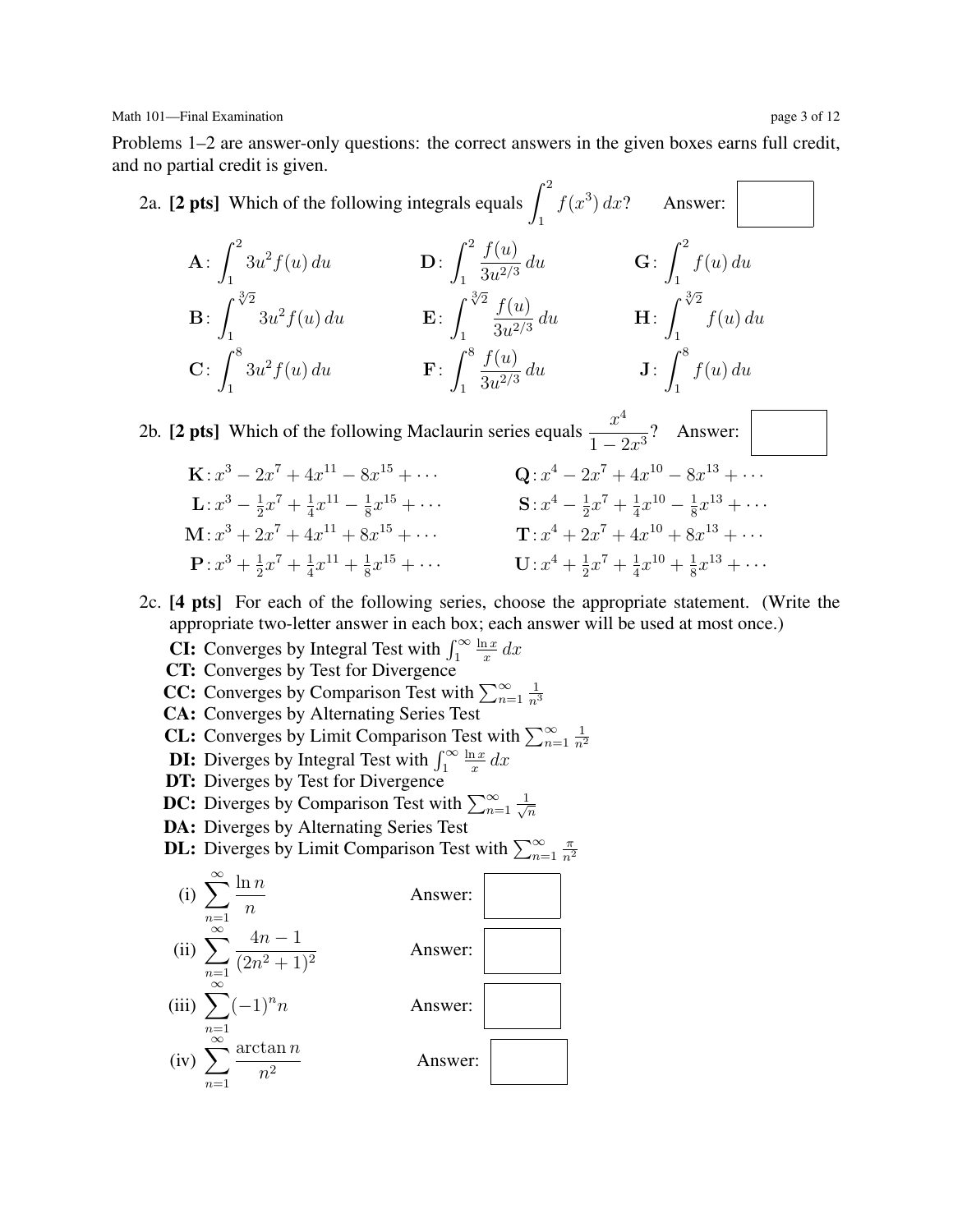Problems 1–2 are answer-only questions: the correct answers in the given boxes earns full credit, and no partial credit is given.

2a. **[2 pts]** Which of the following integrals equals $\int_1^2 f(x^3)\,dx$? Answer: ☐

**A**: $\int_1^2 3u^2 f(u)\,du$  **D**: $\int_1^2 \frac{f(u)}{3u^{2/3}}\,du$  **G**: $\int_1^2 f(u)\,du$

**B**: $\int_1^{\sqrt[3]{2}} 3u^2 f(u)\,du$  **E**: $\int_1^{\sqrt[3]{2}} \frac{f(u)}{3u^{2/3}}\,du$  **H**: $\int_1^{\sqrt[3]{2}} f(u)\,du$

**C**: $\int_1^8 3u^2 f(u)\,du$  **F**: $\int_1^8 \frac{f(u)}{3u^{2/3}}\,du$  **J**: $\int_1^8 f(u)\,du$

2b. **[2 pts]** Which of the following Maclaurin series equals $\dfrac{x^4}{1-2x^3}$? Answer: ☐

**K**: $x^3 - 2x^7 + 4x^{11} - 8x^{15} + \cdots$  **Q**: $x^4 - 2x^7 + 4x^{10} - 8x^{13} + \cdots$

**L**: $x^3 - \frac{1}{2}x^7 + \frac{1}{4}x^{11} - \frac{1}{8}x^{15} + \cdots$  **S**: $x^4 - \frac{1}{2}x^7 + \frac{1}{4}x^{10} - \frac{1}{8}x^{13} + \cdots$

**M**: $x^3 + 2x^7 + 4x^{11} + 8x^{15} + \cdots$  **T**: $x^4 + 2x^7 + 4x^{10} + 8x^{13} + \cdots$

**P**: $x^3 + \frac{1}{2}x^7 + \frac{1}{4}x^{11} + \frac{1}{8}x^{15} + \cdots$  **U**: $x^4 + \frac{1}{2}x^7 + \frac{1}{4}x^{10} + \frac{1}{8}x^{13} + \cdots$

2c. **[4 pts]** For each of the following series, choose the appropriate statement. (Write the appropriate two-letter answer in each box; each answer will be used at most once.)

**CI:** Converges by Integral Test with $\int_1^\infty \frac{\ln x}{x}\,dx$
**CT:** Converges by Test for Divergence
**CC:** Converges by Comparison Test with $\sum_{n=1}^\infty \frac{1}{n^3}$
**CA:** Converges by Alternating Series Test
**CL:** Converges by Limit Comparison Test with $\sum_{n=1}^\infty \frac{1}{n^2}$
**DI:** Diverges by Integral Test with $\int_1^\infty \frac{\ln x}{x}\,dx$
**DT:** Diverges by Test for Divergence
**DC:** Diverges by Comparison Test with $\sum_{n=1}^\infty \frac{1}{\sqrt{n}}$
**DA:** Diverges by Alternating Series Test
**DL:** Diverges by Limit Comparison Test with $\sum_{n=1}^\infty \frac{\pi}{n^2}$

(i) $\displaystyle\sum_{n=1}^\infty \frac{\ln n}{n}$ Answer: ☐

(ii) $\displaystyle\sum_{n=1}^\infty \frac{4n-1}{(2n^2+1)^2}$ Answer: ☐

(iii) $\displaystyle\sum_{n=1}^\infty (-1)^n n$ Answer: ☐

(iv) $\displaystyle\sum_{n=1}^\infty \frac{\arctan n}{n^2}$ Answer: ☐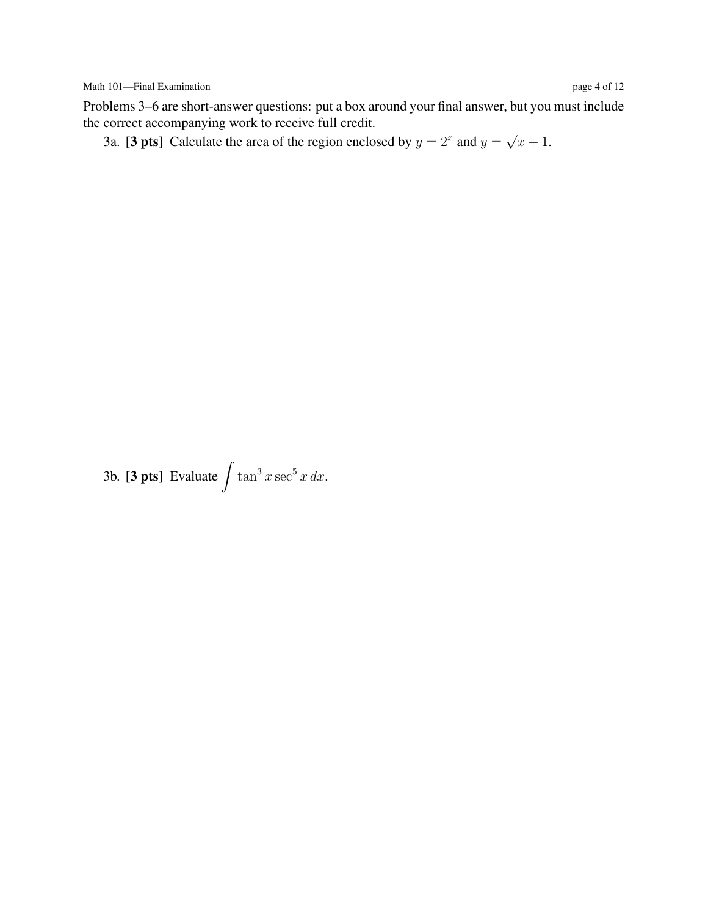Problems 3–6 are short-answer questions: put a box around your final answer, but you must include the correct accompanying work to receive full credit.

3a. **[3 pts]** Calculate the area of the region enclosed by $y = 2^x$ and $y = \sqrt{x} + 1$.

3b. **[3 pts]** Evaluate $\displaystyle\int \tan^3 x \sec^5 x \, dx$.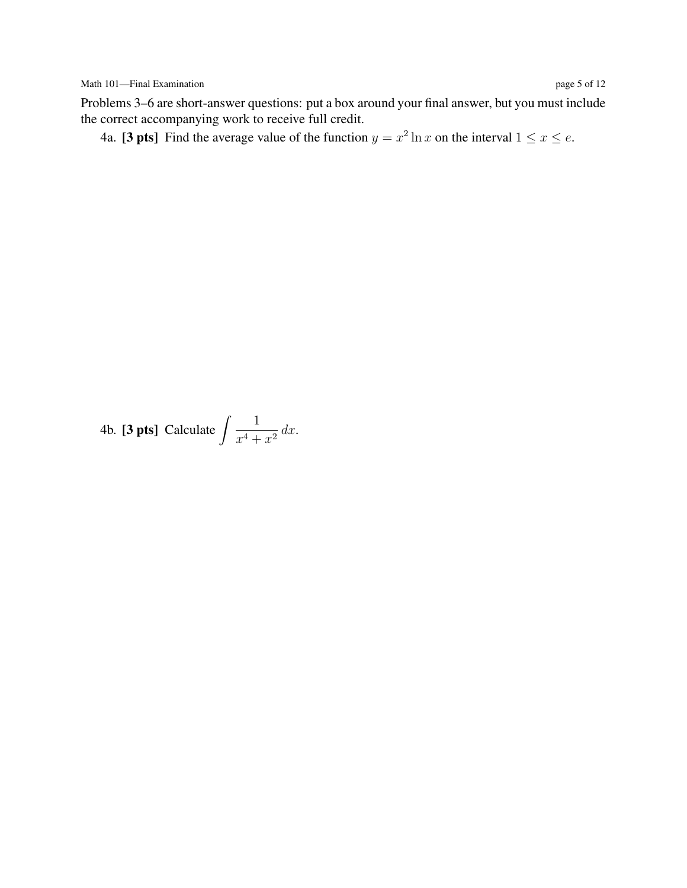Problems 3–6 are short-answer questions: put a box around your final answer, but you must include the correct accompanying work to receive full credit.

4a. **[3 pts]** Find the average value of the function $y = x^2 \ln x$ on the interval $1 \leq x \leq e$.

4b. **[3 pts]** Calculate $\displaystyle\int \frac{1}{x^4 + x^2}\, dx$.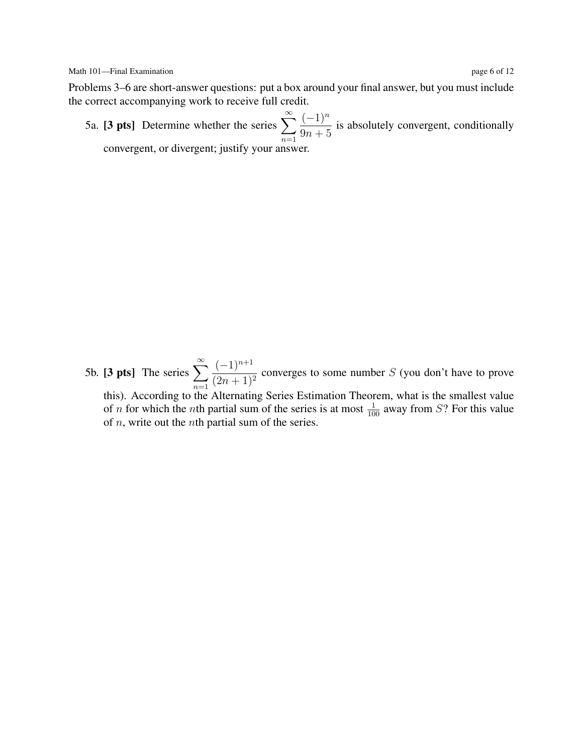Problems 3–6 are short-answer questions: put a box around your final answer, but you must include the correct accompanying work to receive full credit.

5a. **[3 pts]** Determine whether the series $\displaystyle\sum_{n=1}^{\infty} \frac{(-1)^n}{9n+5}$ is absolutely convergent, conditionally convergent, or divergent; justify your answer.

5b. **[3 pts]** The series $\displaystyle\sum_{n=1}^{\infty} \frac{(-1)^{n+1}}{(2n+1)^2}$ converges to some number $S$ (you don't have to prove this). According to the Alternating Series Estimation Theorem, what is the smallest value of $n$ for which the $n$th partial sum of the series is at most $\frac{1}{100}$ away from $S$? For this value of $n$, write out the $n$th partial sum of the series.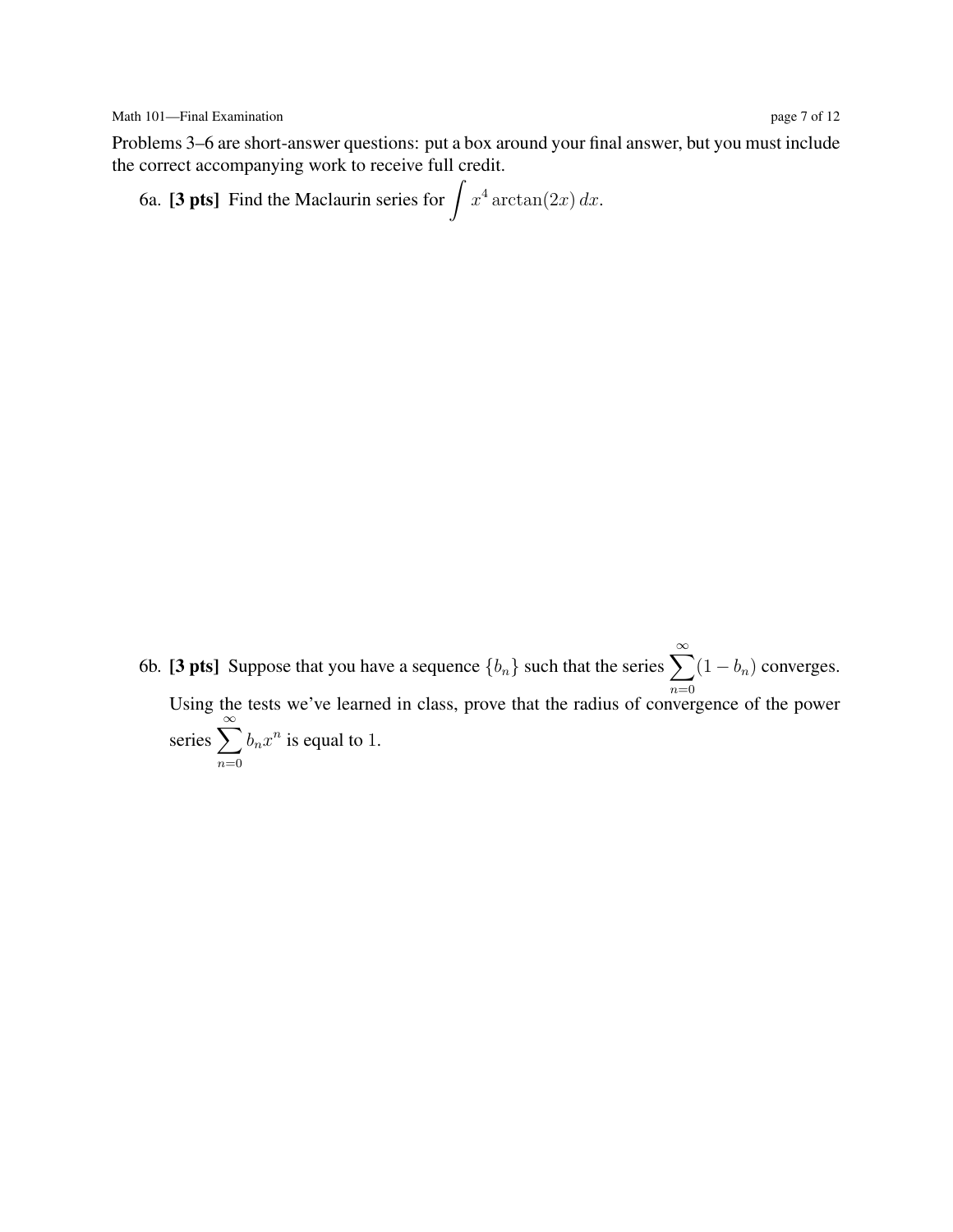Problems 3–6 are short-answer questions: put a box around your final answer, but you must include the correct accompanying work to receive full credit.

6a. **[3 pts]** Find the Maclaurin series for $\int x^4 \arctan(2x)\,dx$.

6b. **[3 pts]** Suppose that you have a sequence $\{b_n\}$ such that the series $\sum_{n=0}^{\infty}(1-b_n)$ converges. Using the tests we've learned in class, prove that the radius of convergence of the power series $\sum_{n=0}^{\infty} b_n x^n$ is equal to $1$.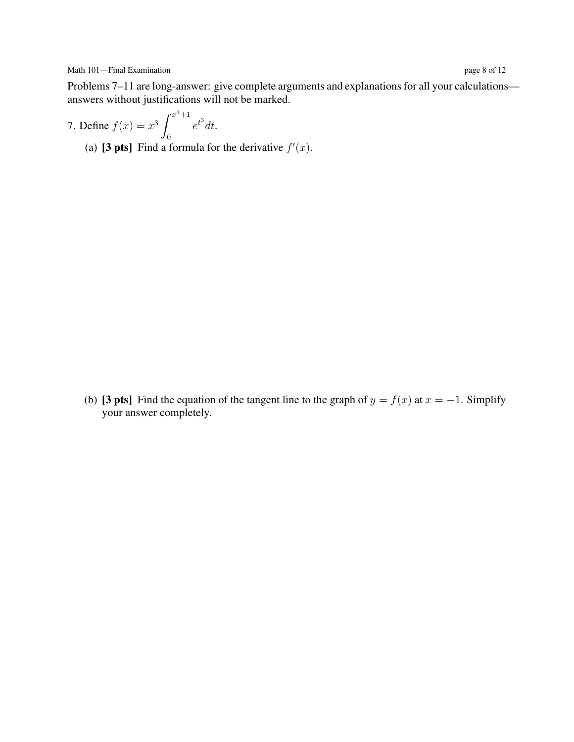Problems 7–11 are long-answer: give complete arguments and explanations for all your calculations—answers without justifications will not be marked.

7. Define $f(x) = x^3 \int_0^{x^3+1} e^{t^3}\,dt$.

(a) **[3 pts]** Find a formula for the derivative $f'(x)$.

(b) **[3 pts]** Find the equation of the tangent line to the graph of $y = f(x)$ at $x = -1$. Simplify your answer completely.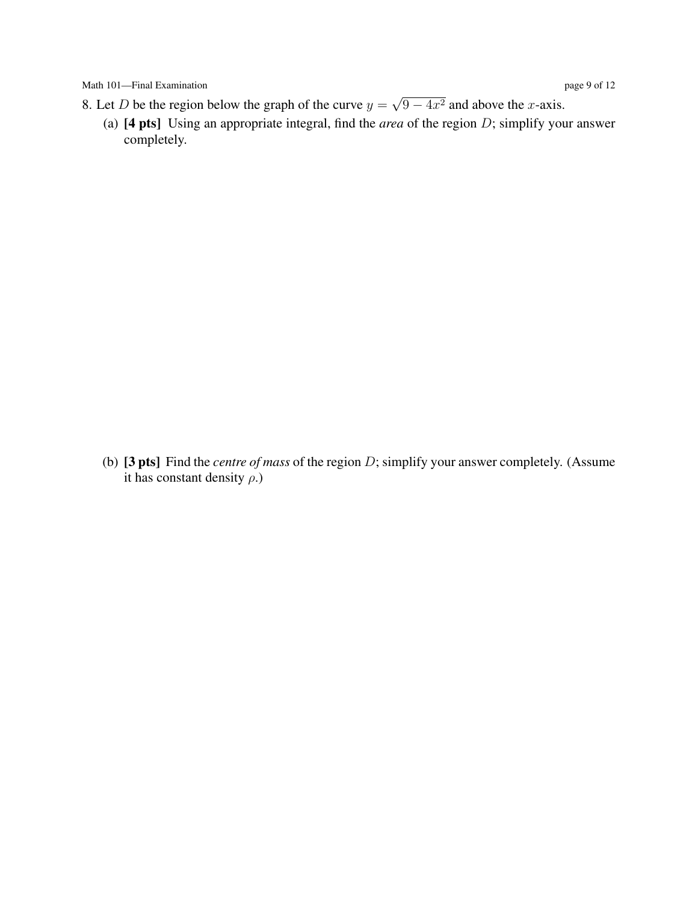8. Let $D$ be the region below the graph of the curve $y = \sqrt{9 - 4x^2}$ and above the $x$-axis.

(a) **[4 pts]** Using an appropriate integral, find the *area* of the region $D$; simplify your answer completely.

(b) **[3 pts]** Find the *centre of mass* of the region $D$; simplify your answer completely. (Assume it has constant density $\rho$.)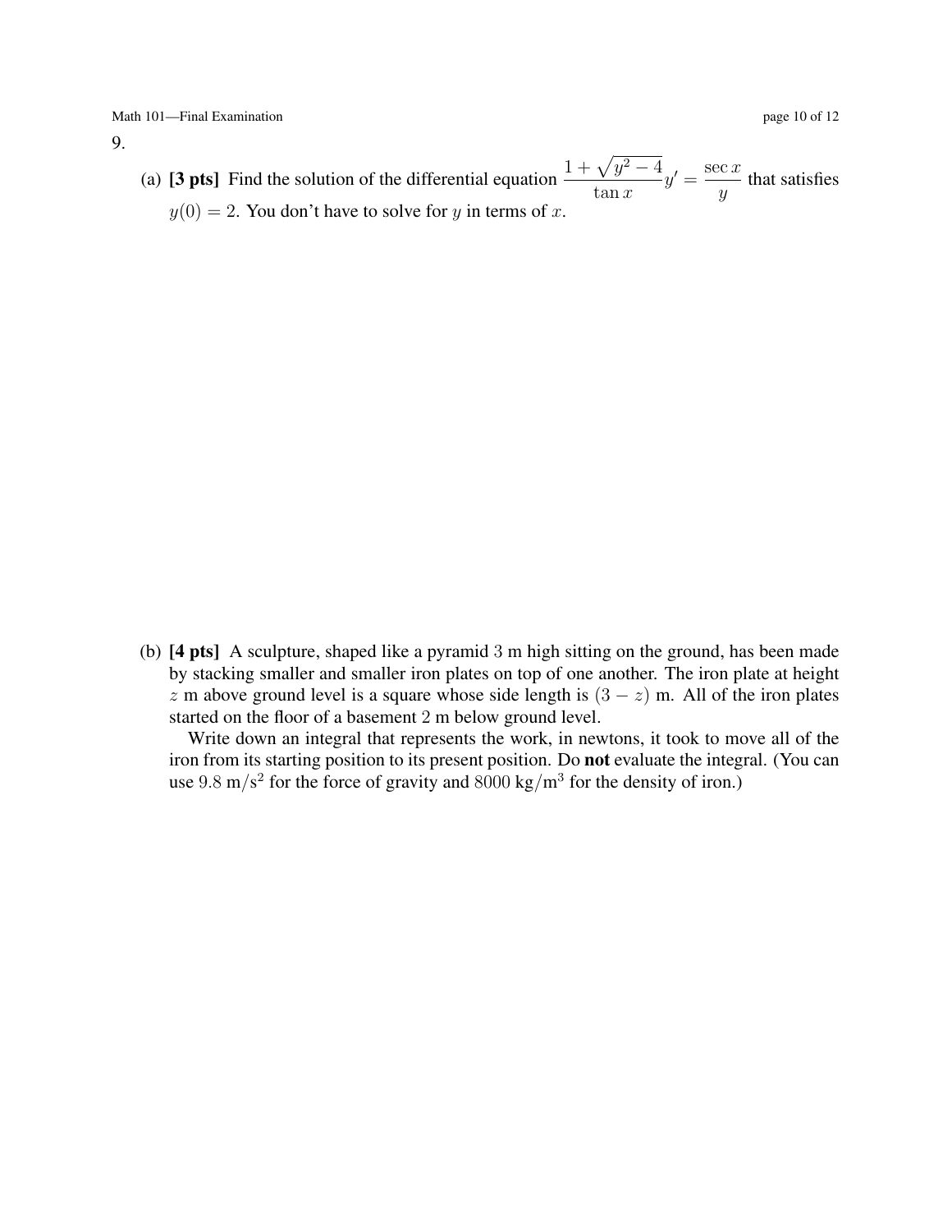9.

(a) **[3 pts]** Find the solution of the differential equation $\dfrac{1+\sqrt{y^2-4}}{\tan x}y' = \dfrac{\sec x}{y}$ that satisfies $y(0) = 2$. You don't have to solve for $y$ in terms of $x$.

(b) **[4 pts]** A sculpture, shaped like a pyramid $3$ m high sitting on the ground, has been made by stacking smaller and smaller iron plates on top of one another. The iron plate at height $z$ m above ground level is a square whose side length is $(3 - z)$ m. All of the iron plates started on the floor of a basement $2$ m below ground level.

Write down an integral that represents the work, in newtons, it took to move all of the iron from its starting position to its present position. Do **not** evaluate the integral. (You can use $9.8\ \text{m/s}^2$ for the force of gravity and $8000\ \text{kg/m}^3$ for the density of iron.)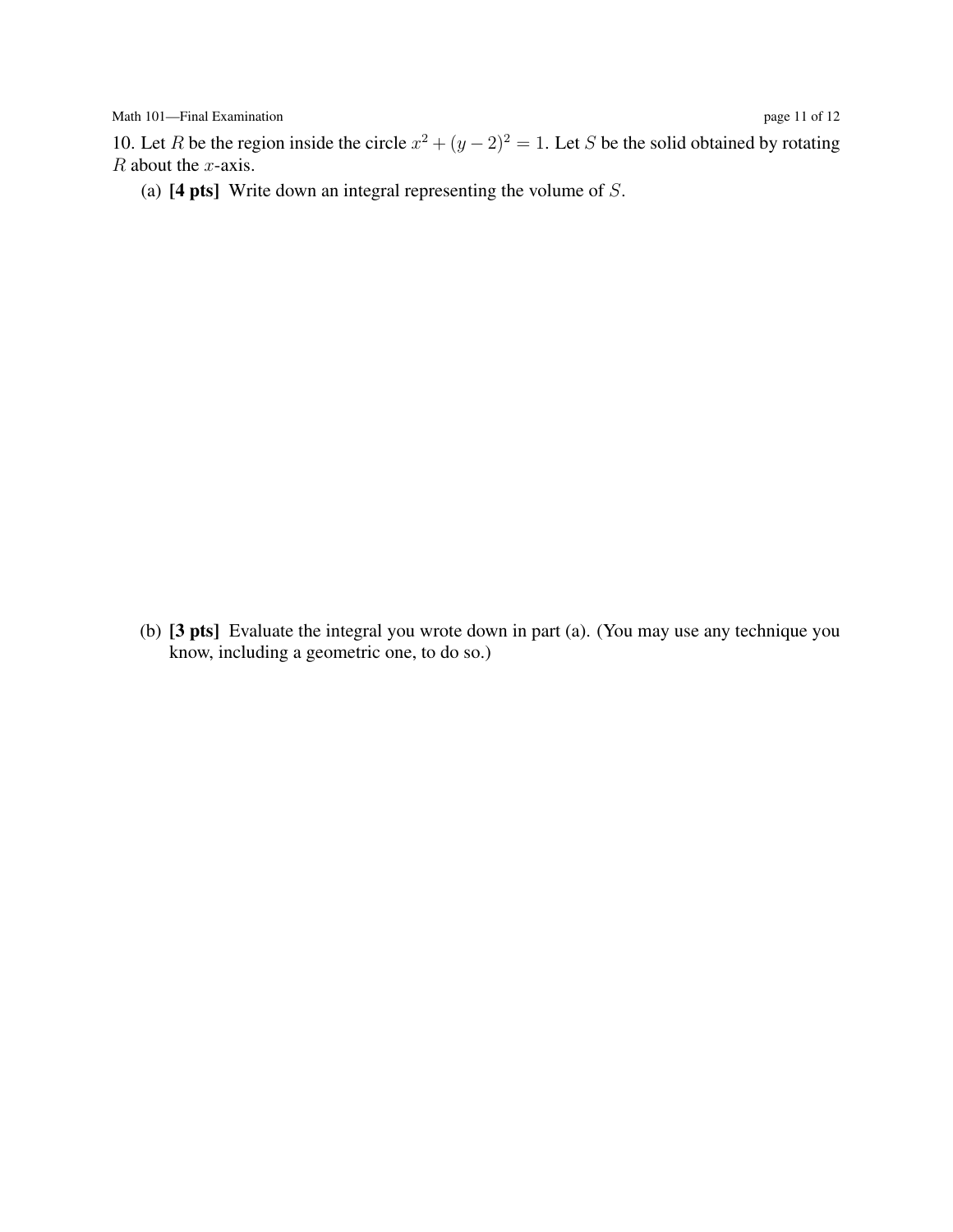10. Let $R$ be the region inside the circle $x^2 + (y-2)^2 = 1$. Let $S$ be the solid obtained by rotating $R$ about the $x$-axis.

(a) **[4 pts]** Write down an integral representing the volume of $S$.

(b) **[3 pts]** Evaluate the integral you wrote down in part (a). (You may use any technique you know, including a geometric one, to do so.)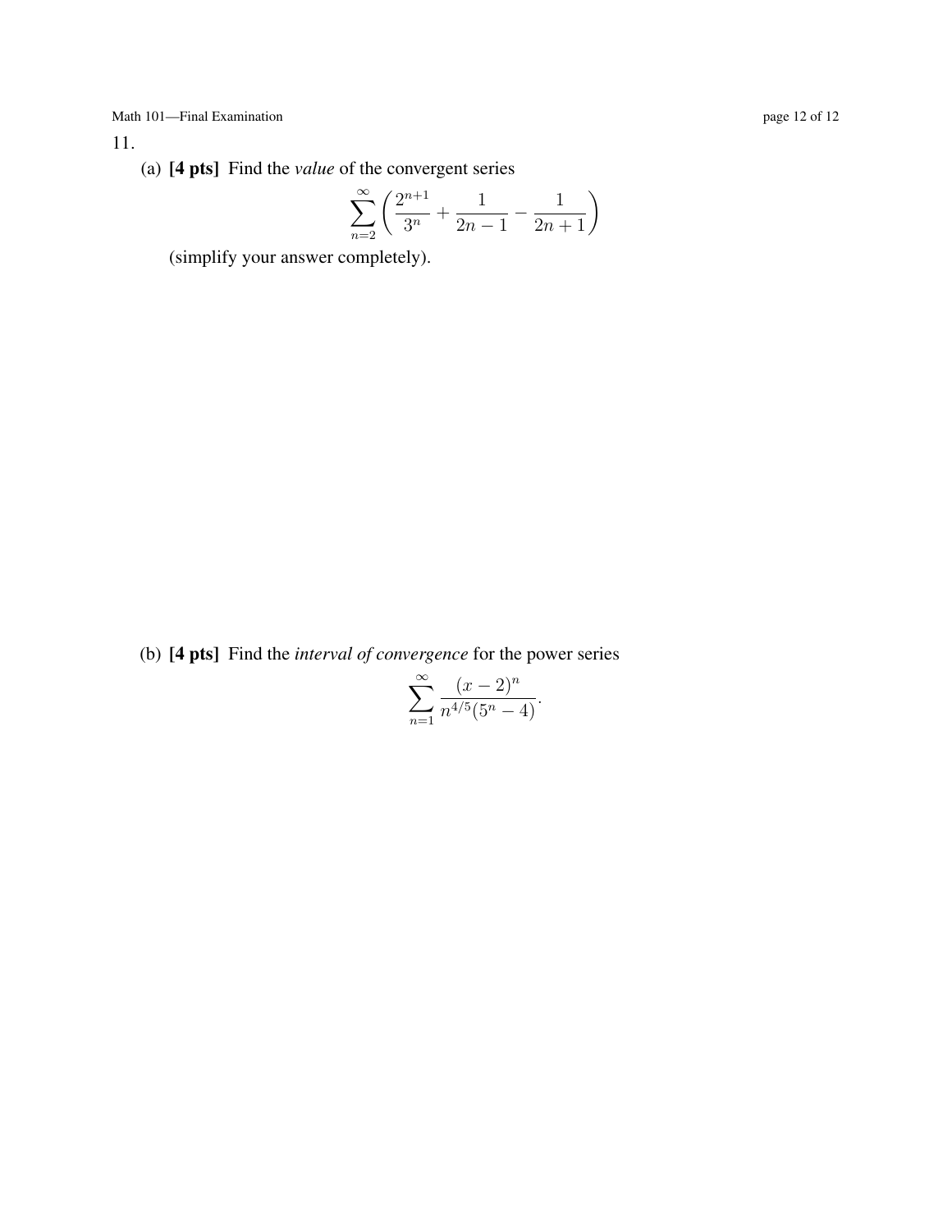11.

(a) **[4 pts]** Find the *value* of the convergent series

$$\sum_{n=2}^{\infty} \left( \frac{2^{n+1}}{3^n} + \frac{1}{2n-1} - \frac{1}{2n+1} \right)$$

(simplify your answer completely).

(b) **[4 pts]** Find the *interval of convergence* for the power series

$$\sum_{n=1}^{\infty} \frac{(x-2)^n}{n^{4/5}(5^n - 4)}.$$